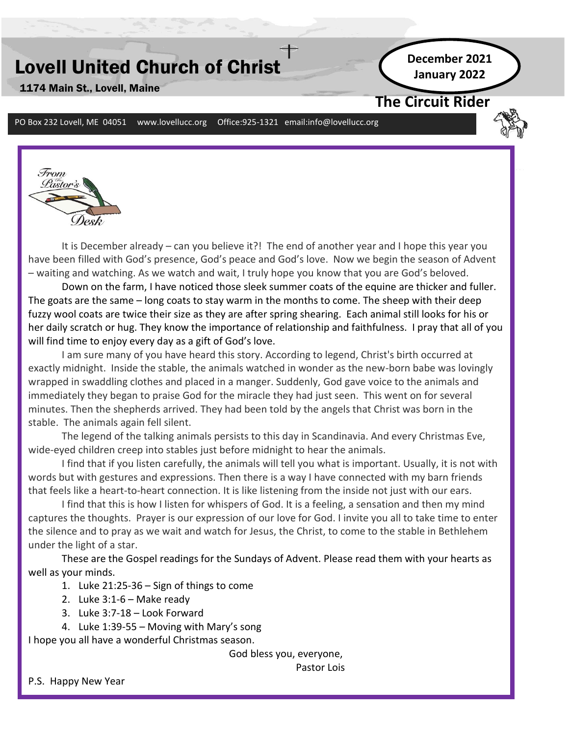# Lovell United Church of Christ

1174 Main St., Lovell, Maine

**December 2021**
**January 2022**

## The Circuit Rider

PO Box 232 Lovell, ME 04051 www.lovellucc.org Office:925-1321 email:info@lovellucc.org

### From the Pastor's Desk

It is December already – can you believe it?! The end of another year and I hope this year you have been filled with God's presence, God's peace and God's love. Now we begin the season of Advent – waiting and watching. As we watch and wait, I truly hope you know that you are God's beloved.

Down on the farm, I have noticed those sleek summer coats of the equine are thicker and fuller. The goats are the same – long coats to stay warm in the months to come. The sheep with their deep fuzzy wool coats are twice their size as they are after spring shearing. Each animal still looks for his or her daily scratch or hug. They know the importance of relationship and faithfulness. I pray that all of you will find time to enjoy every day as a gift of God's love.

I am sure many of you have heard this story. According to legend, Christ's birth occurred at exactly midnight. Inside the stable, the animals watched in wonder as the new-born babe was lovingly wrapped in swaddling clothes and placed in a manger. Suddenly, God gave voice to the animals and immediately they began to praise God for the miracle they had just seen. This went on for several minutes. Then the shepherds arrived. They had been told by the angels that Christ was born in the stable. The animals again fell silent.

The legend of the talking animals persists to this day in Scandinavia. And every Christmas Eve, wide-eyed children creep into stables just before midnight to hear the animals.

I find that if you listen carefully, the animals will tell you what is important. Usually, it is not with words but with gestures and expressions. Then there is a way I have connected with my barn friends that feels like a heart-to-heart connection. It is like listening from the inside not just with our ears.

I find that this is how I listen for whispers of God. It is a feeling, a sensation and then my mind captures the thoughts. Prayer is our expression of our love for God. I invite you all to take time to enter the silence and to pray as we wait and watch for Jesus, the Christ, to come to the stable in Bethlehem under the light of a star.

These are the Gospel readings for the Sundays of Advent. Please read them with your hearts as well as your minds.

1. Luke 21:25-36 – Sign of things to come
2. Luke 3:1-6 – Make ready
3. Luke 3:7-18 – Look Forward
4. Luke 1:39-55 – Moving with Mary's song

I hope you all have a wonderful Christmas season.

God bless you, everyone,
Pastor Lois

P.S. Happy New Year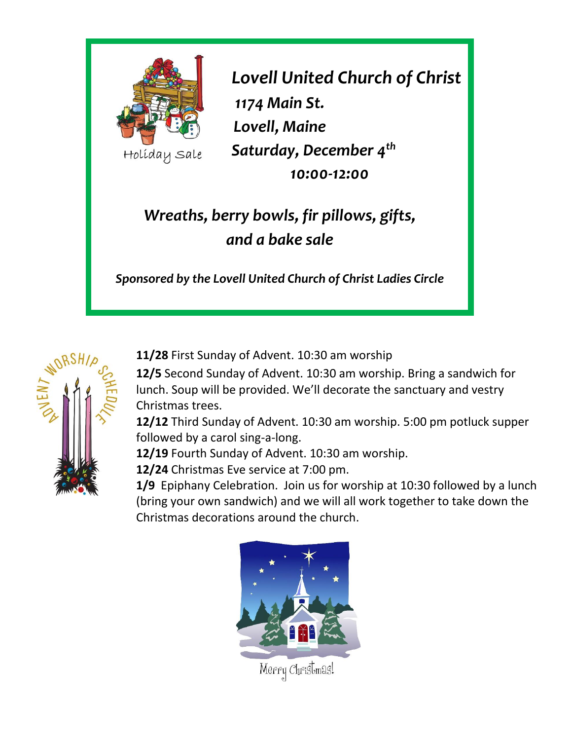Holiday Sale

***Lovell United Church of Christ***

***1174 Main St.***

***Lovell, Maine***

***Saturday, December 4th***

***10:00-12:00***

***Wreaths, berry bowls, fir pillows, gifts, and a bake sale***

***Sponsored by the Lovell United Church of Christ Ladies Circle***

ADVENT WORSHIP SCHEDULE

**11/28** First Sunday of Advent. 10:30 am worship

**12/5** Second Sunday of Advent. 10:30 am worship. Bring a sandwich for lunch. Soup will be provided. We'll decorate the sanctuary and vestry Christmas trees.

**12/12** Third Sunday of Advent. 10:30 am worship. 5:00 pm potluck supper followed by a carol sing-a-long.

**12/19** Fourth Sunday of Advent. 10:30 am worship.

**12/24** Christmas Eve service at 7:00 pm.

**1/9** Epiphany Celebration. Join us for worship at 10:30 followed by a lunch (bring your own sandwich) and we will all work together to take down the Christmas decorations around the church.

Merry Christmas!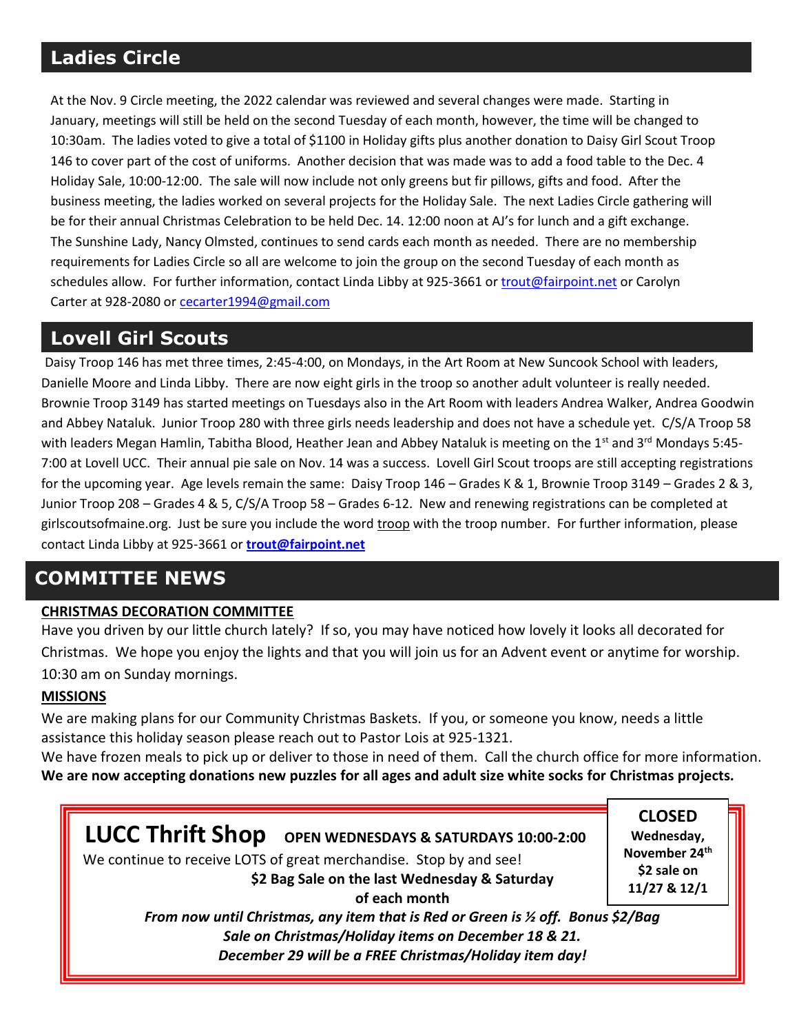## Ladies Circle

At the Nov. 9 Circle meeting, the 2022 calendar was reviewed and several changes were made. Starting in January, meetings will still be held on the second Tuesday of each month, however, the time will be changed to 10:30am. The ladies voted to give a total of $1100 in Holiday gifts plus another donation to Daisy Girl Scout Troop 146 to cover part of the cost of uniforms. Another decision that was made was to add a food table to the Dec. 4 Holiday Sale, 10:00-12:00. The sale will now include not only greens but fir pillows, gifts and food. After the business meeting, the ladies worked on several projects for the Holiday Sale. The next Ladies Circle gathering will be for their annual Christmas Celebration to be held Dec. 14. 12:00 noon at AJ's for lunch and a gift exchange. The Sunshine Lady, Nancy Olmsted, continues to send cards each month as needed. There are no membership requirements for Ladies Circle so all are welcome to join the group on the second Tuesday of each month as schedules allow. For further information, contact Linda Libby at 925-3661 or trout@fairpoint.net or Carolyn Carter at 928-2080 or cecarter1994@gmail.com

## Lovell Girl Scouts

Daisy Troop 146 has met three times, 2:45-4:00, on Mondays, in the Art Room at New Suncook School with leaders, Danielle Moore and Linda Libby. There are now eight girls in the troop so another adult volunteer is really needed. Brownie Troop 3149 has started meetings on Tuesdays also in the Art Room with leaders Andrea Walker, Andrea Goodwin and Abbey Nataluk. Junior Troop 280 with three girls needs leadership and does not have a schedule yet. C/S/A Troop 58 with leaders Megan Hamlin, Tabitha Blood, Heather Jean and Abbey Nataluk is meeting on the 1st and 3rd Mondays 5:45-7:00 at Lovell UCC. Their annual pie sale on Nov. 14 was a success. Lovell Girl Scout troops are still accepting registrations for the upcoming year. Age levels remain the same: Daisy Troop 146 – Grades K & 1, Brownie Troop 3149 – Grades 2 & 3, Junior Troop 208 – Grades 4 & 5, C/S/A Troop 58 – Grades 6-12. New and renewing registrations can be completed at girlscoutsofmaine.org. Just be sure you include the word troop with the troop number. For further information, please contact Linda Libby at 925-3661 or **trout@fairpoint.net**

## COMMITTEE NEWS

**CHRISTMAS DECORATION COMMITTEE**

Have you driven by our little church lately? If so, you may have noticed how lovely it looks all decorated for Christmas. We hope you enjoy the lights and that you will join us for an Advent event or anytime for worship. 10:30 am on Sunday mornings.

**MISSIONS**

We are making plans for our Community Christmas Baskets. If you, or someone you know, needs a little assistance this holiday season please reach out to Pastor Lois at 925-1321.

We have frozen meals to pick up or deliver to those in need of them. Call the church office for more information.

**We are now accepting donations new puzzles for all ages and adult size white socks for Christmas projects.**

## LUCC Thrift Shop **OPEN WEDNESDAYS & SATURDAYS 10:00-2:00**

**CLOSED Wednesday, November 24th $2 sale on 11/27 & 12/1**

We continue to receive LOTS of great merchandise. Stop by and see!

**$2 Bag Sale on the last Wednesday & Saturday of each month**

***From now until Christmas, any item that is Red or Green is ½ off. Bonus $2/Bag Sale on Christmas/Holiday items on December 18 & 21.***

***December 29 will be a FREE Christmas/Holiday item day!***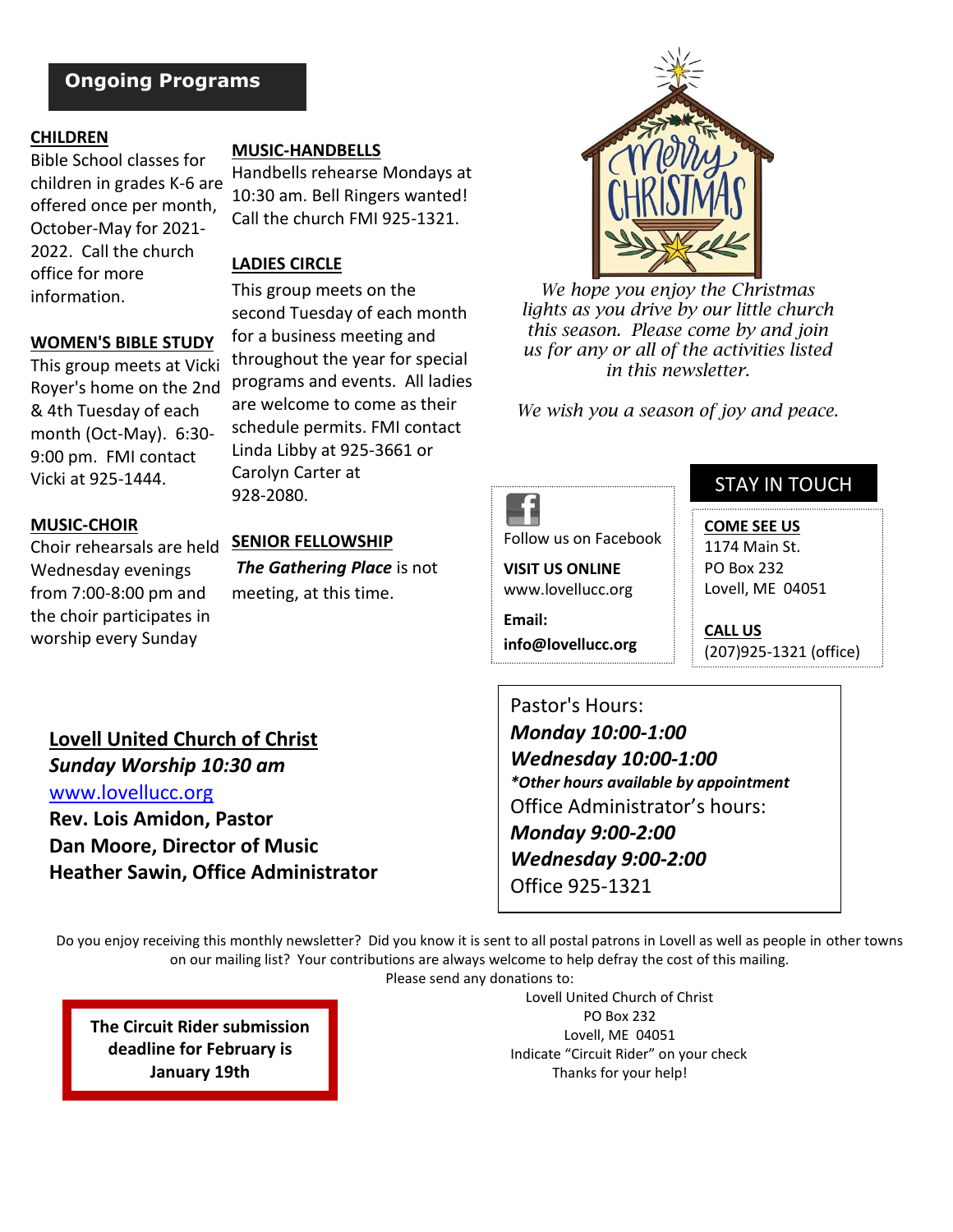## Ongoing Programs

**CHILDREN**

Bible School classes for children in grades K-6 are offered once per month, October-May for 2021-2022. Call the church office for more information.

**WOMEN'S BIBLE STUDY**

This group meets at Vicki Royer's home on the 2nd & 4th Tuesday of each month (Oct-May). 6:30-9:00 pm. FMI contact Vicki at 925-1444.

**MUSIC-CHOIR**

Choir rehearsals are held Wednesday evenings from 7:00-8:00 pm and the choir participates in worship every Sunday

**MUSIC-HANDBELLS**

Handbells rehearse Mondays at 10:30 am. Bell Ringers wanted! Call the church FMI 925-1321.

**LADIES CIRCLE**

This group meets on the second Tuesday of each month for a business meeting and throughout the year for special programs and events. All ladies are welcome to come as their schedule permits. FMI contact Linda Libby at 925-3661 or Carolyn Carter at 928-2080.

**SENIOR FELLOWSHIP**

***The Gathering Place*** is not meeting, at this time.

*We hope you enjoy the Christmas lights as you drive by our little church this season. Please come by and join us for any or all of the activities listed in this newsletter.*

*We wish you a season of joy and peace.*

Follow us on Facebook

**VISIT US ONLINE**
www.lovellucc.org

**Email:**
**info@lovellucc.org**

## STAY IN TOUCH

**COME SEE US**
1174 Main St.
PO Box 232
Lovell, ME 04051

**CALL US**
(207)925-1321 (office)

**Lovell United Church of Christ**
***Sunday Worship 10:30 am***
www.lovellucc.org
**Rev. Lois Amidon, Pastor**
**Dan Moore, Director of Music**
**Heather Sawin, Office Administrator**

Pastor's Hours:
***Monday 10:00-1:00***
***Wednesday 10:00-1:00***
***\*Other hours available by appointment***
Office Administrator's hours:
***Monday 9:00-2:00***
***Wednesday 9:00-2:00***
Office 925-1321

Do you enjoy receiving this monthly newsletter? Did you know it is sent to all postal patrons in Lovell as well as people in other towns on our mailing list? Your contributions are always welcome to help defray the cost of this mailing.
Please send any donations to:

Lovell United Church of Christ
PO Box 232
Lovell, ME 04051
Indicate "Circuit Rider" on your check
Thanks for your help!

**The Circuit Rider submission deadline for February is January 19th**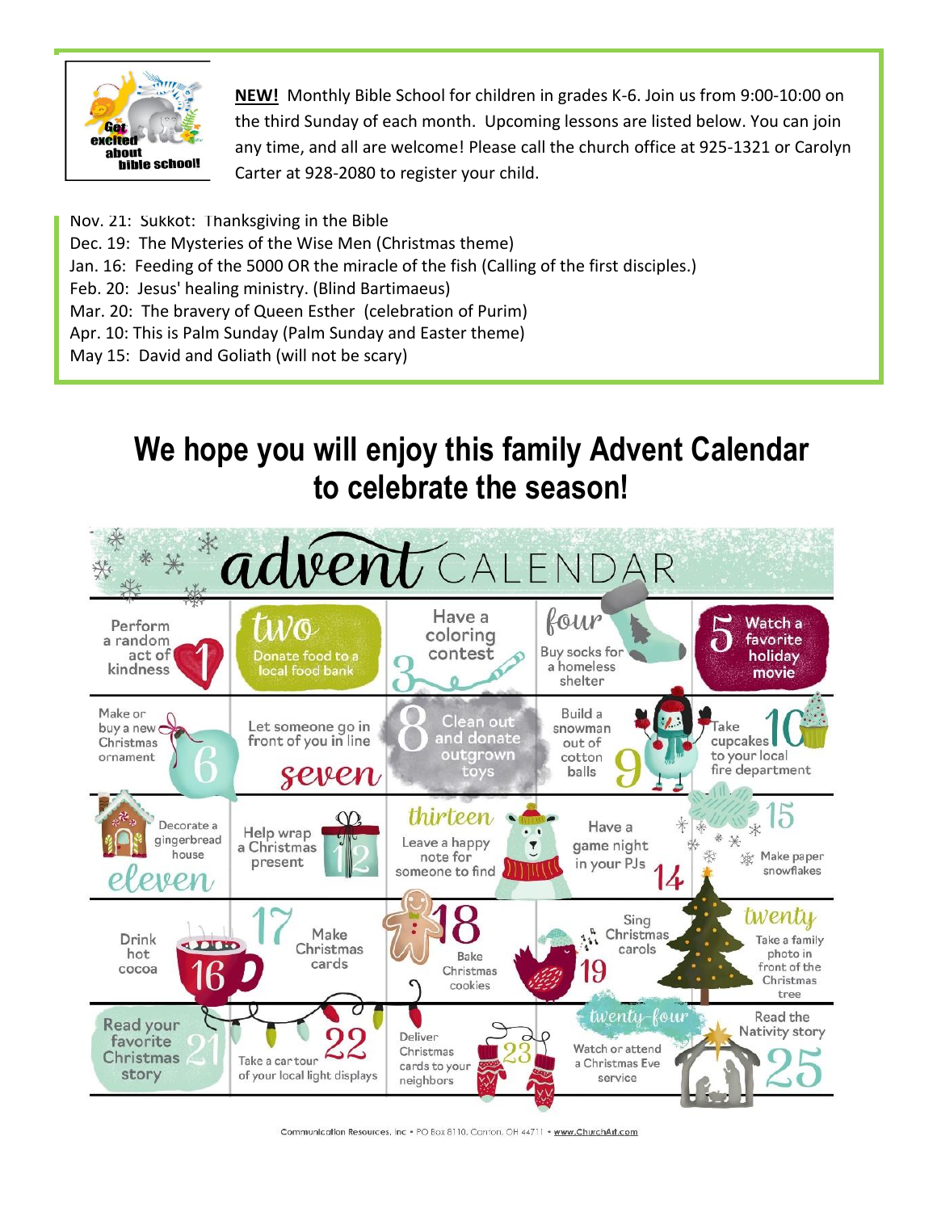Get excited about bible school!

**NEW!** Monthly Bible School for children in grades K-6. Join us from 9:00-10:00 on the third Sunday of each month. Upcoming lessons are listed below. You can join any time, and all are welcome! Please call the church office at 925-1321 or Carolyn Carter at 928-2080 to register your child.

Nov. 21: Sukkot: Thanksgiving in the Bible
Dec. 19: The Mysteries of the Wise Men (Christmas theme)
Jan. 16: Feeding of the 5000 OR the miracle of the fish (Calling of the first disciples.)
Feb. 20: Jesus' healing ministry. (Blind Bartimaeus)
Mar. 20: The bravery of Queen Esther (celebration of Purim)
Apr. 10: This is Palm Sunday (Palm Sunday and Easter theme)
May 15: David and Goliath (will not be scary)

# We hope you will enjoy this family Advent Calendar to celebrate the season!

## advent CALENDAR

| | | | | |
|---|---|---|---|---|
| 1 Perform a random act of kindness | two Donate food to a local food bank | 3 Have a coloring contest | four Buy socks for a homeless shelter | 5 Watch a favorite holiday movie |
| 6 Make or buy a new Christmas ornament | seven Let someone go in front of you in line | 8 Clean out and donate outgrown toys | 9 Build a snowman out of cotton balls | 10 Take cupcakes to your local fire department |
| eleven Decorate a gingerbread house | 12 Help wrap a Christmas present | thirteen Leave a happy note for someone to find | 14 Have a game night in your PJs | 15 Make paper snowflakes |
| 16 Drink hot cocoa | 17 Make Christmas cards | 18 Bake Christmas cookies | 19 Sing Christmas carols | twenty Take a family photo in front of the Christmas tree |
| 21 Read your favorite Christmas story | 22 Take a car tour of your local light displays | 23 Deliver Christmas cards to your neighbors | twenty-four Watch or attend a Christmas Eve service | 25 Read the Nativity story |

Communication Resources, Inc • PO Box 8110, Canton, OH 44711 • www.ChurchArt.com